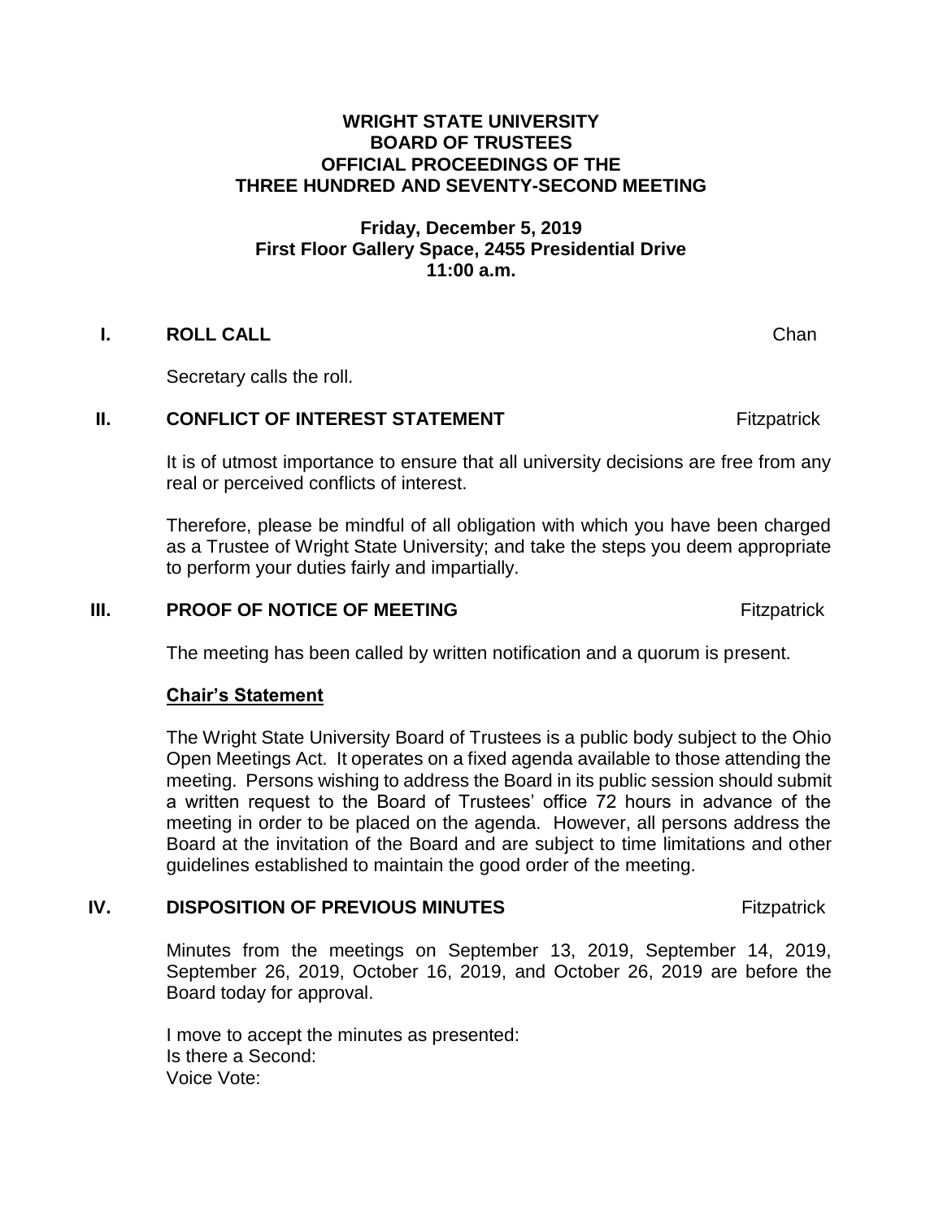# WRIGHT STATE UNIVERSITY
# BOARD OF TRUSTEES
# OFFICIAL PROCEEDINGS OF THE
# THREE HUNDRED AND SEVENTY-SECOND MEETING

**Friday, December 5, 2019**
**First Floor Gallery Space, 2455 Presidential Drive**
**11:00 a.m.**

## I. ROLL CALL — Chan

Secretary calls the roll.

## II. CONFLICT OF INTEREST STATEMENT — Fitzpatrick

It is of utmost importance to ensure that all university decisions are free from any real or perceived conflicts of interest.

Therefore, please be mindful of all obligation with which you have been charged as a Trustee of Wright State University; and take the steps you deem appropriate to perform your duties fairly and impartially.

## III. PROOF OF NOTICE OF MEETING — Fitzpatrick

The meeting has been called by written notification and a quorum is present.

**Chair's Statement**

The Wright State University Board of Trustees is a public body subject to the Ohio Open Meetings Act. It operates on a fixed agenda available to those attending the meeting. Persons wishing to address the Board in its public session should submit a written request to the Board of Trustees' office 72 hours in advance of the meeting in order to be placed on the agenda. However, all persons address the Board at the invitation of the Board and are subject to time limitations and other guidelines established to maintain the good order of the meeting.

## IV. DISPOSITION OF PREVIOUS MINUTES — Fitzpatrick

Minutes from the meetings on September 13, 2019, September 14, 2019, September 26, 2019, October 16, 2019, and October 26, 2019 are before the Board today for approval.

I move to accept the minutes as presented:
Is there a Second:
Voice Vote: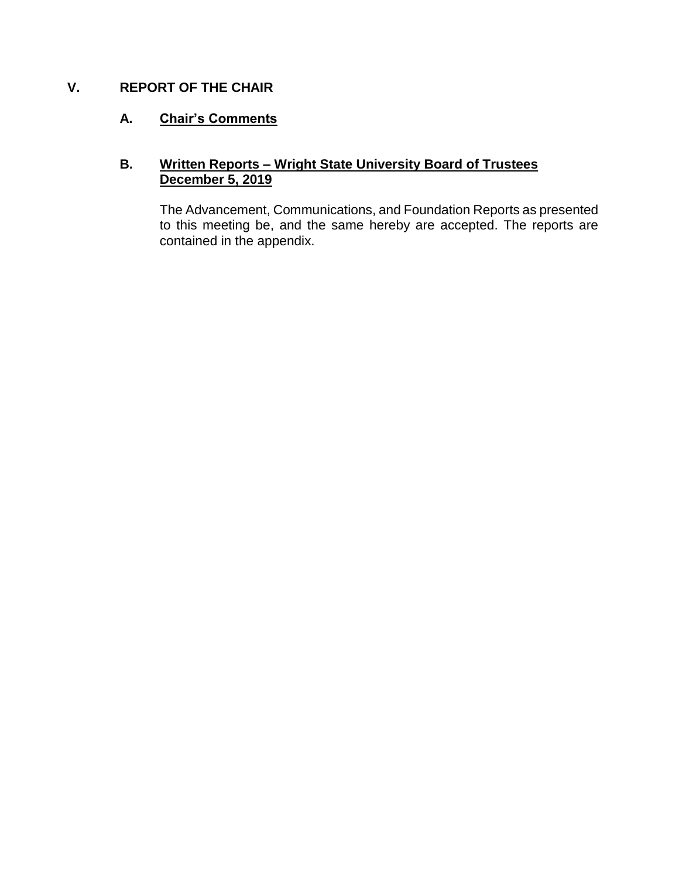## V. REPORT OF THE CHAIR

### A. Chair's Comments

### B. Written Reports – Wright State University Board of Trustees December 5, 2019

The Advancement, Communications, and Foundation Reports as presented to this meeting be, and the same hereby are accepted. The reports are contained in the appendix.